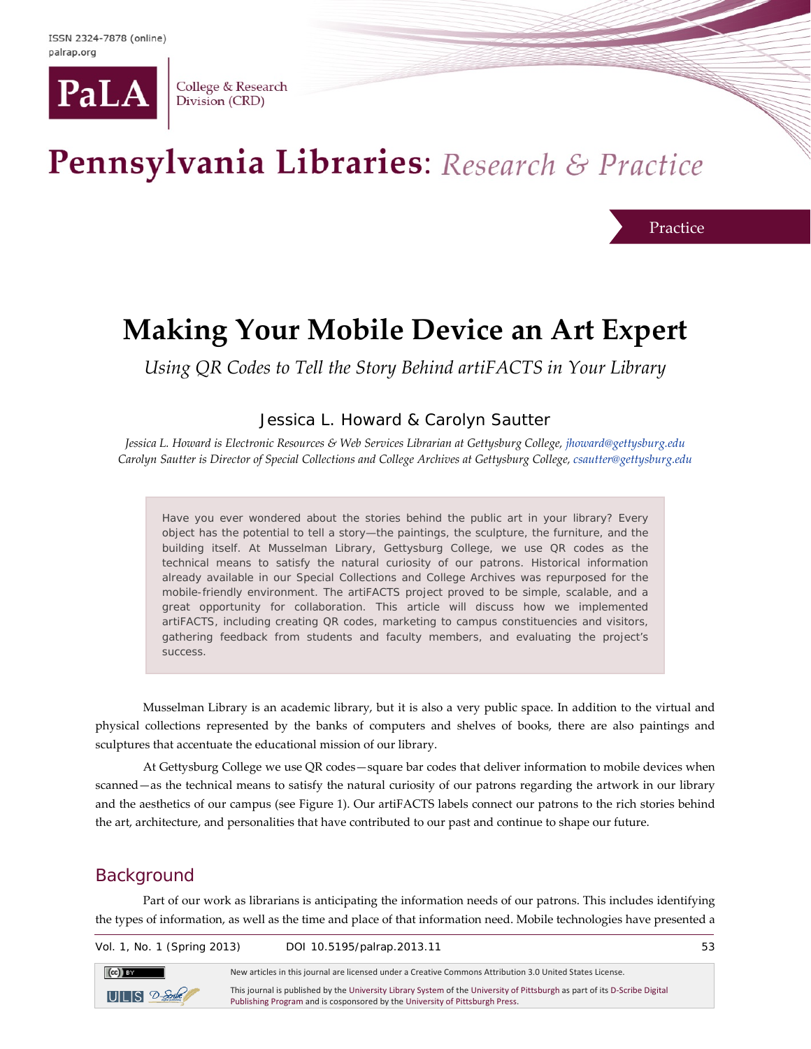# Making Your Mobile Device an Art Expert

*Using QR Codes to Tell the Story Behind artiFACTS in Your Library*

Jessica L. Howard & Carolyn Sautter

*Jessica L. Howard is Electronic Resources & Web Services Librarian at Gettysburg College, jhoward@gettysburg.edu*
*Carolyn Sautter is Director of Special Collections and College Archives at Gettysburg College, csautter@gettysburg.edu*

> Have you ever wondered about the stories behind the public art in your library? Every object has the potential to tell a story—the paintings, the sculpture, the furniture, and the building itself. At Musselman Library, Gettysburg College, we use QR codes as the technical means to satisfy the natural curiosity of our patrons. Historical information already available in our Special Collections and College Archives was repurposed for the mobile-friendly environment. The artiFACTS project proved to be simple, scalable, and a great opportunity for collaboration. This article will discuss how we implemented artiFACTS, including creating QR codes, marketing to campus constituencies and visitors, gathering feedback from students and faculty members, and evaluating the project's success.

Musselman Library is an academic library, but it is also a very public space. In addition to the virtual and physical collections represented by the banks of computers and shelves of books, there are also paintings and sculptures that accentuate the educational mission of our library.

At Gettysburg College we use QR codes—square bar codes that deliver information to mobile devices when scanned—as the technical means to satisfy the natural curiosity of our patrons regarding the artwork in our library and the aesthetics of our campus (see Figure 1). Our artiFACTS labels connect our patrons to the rich stories behind the art, architecture, and personalities that have contributed to our past and continue to shape our future.

## Background

Part of our work as librarians is anticipating the information needs of our patrons. This includes identifying the types of information, as well as the time and place of that information need. Mobile technologies have presented a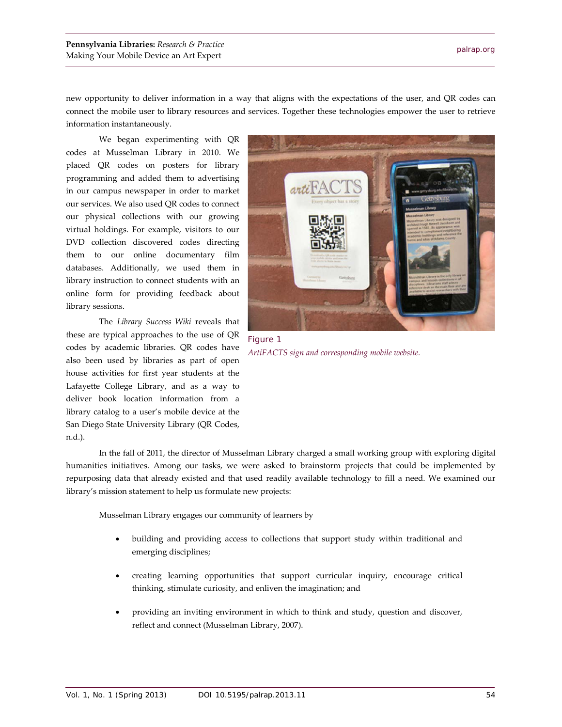new opportunity to deliver information in a way that aligns with the expectations of the user, and QR codes can connect the mobile user to library resources and services. Together these technologies empower the user to retrieve information instantaneously.

We began experimenting with QR codes at Musselman Library in 2010. We placed QR codes on posters for library programming and added them to advertising in our campus newspaper in order to market our services. We also used QR codes to connect our physical collections with our growing virtual holdings. For example, visitors to our DVD collection discovered codes directing them to our online documentary film databases. Additionally, we used them in library instruction to connect students with an online form for providing feedback about library sessions.

Figure 1
*ArtiFACTS sign and corresponding mobile website.*

The *Library Success Wiki* reveals that these are typical approaches to the use of QR codes by academic libraries. QR codes have also been used by libraries as part of open house activities for first year students at the Lafayette College Library, and as a way to deliver book location information from a library catalog to a user's mobile device at the San Diego State University Library (QR Codes, n.d.).

In the fall of 2011, the director of Musselman Library charged a small working group with exploring digital humanities initiatives. Among our tasks, we were asked to brainstorm projects that could be implemented by repurposing data that already existed and that used readily available technology to fill a need. We examined our library's mission statement to help us formulate new projects:

> Musselman Library engages our community of learners by
>
> - building and providing access to collections that support study within traditional and emerging disciplines;
> - creating learning opportunities that support curricular inquiry, encourage critical thinking, stimulate curiosity, and enliven the imagination; and
> - providing an inviting environment in which to think and study, question and discover, reflect and connect (Musselman Library, 2007).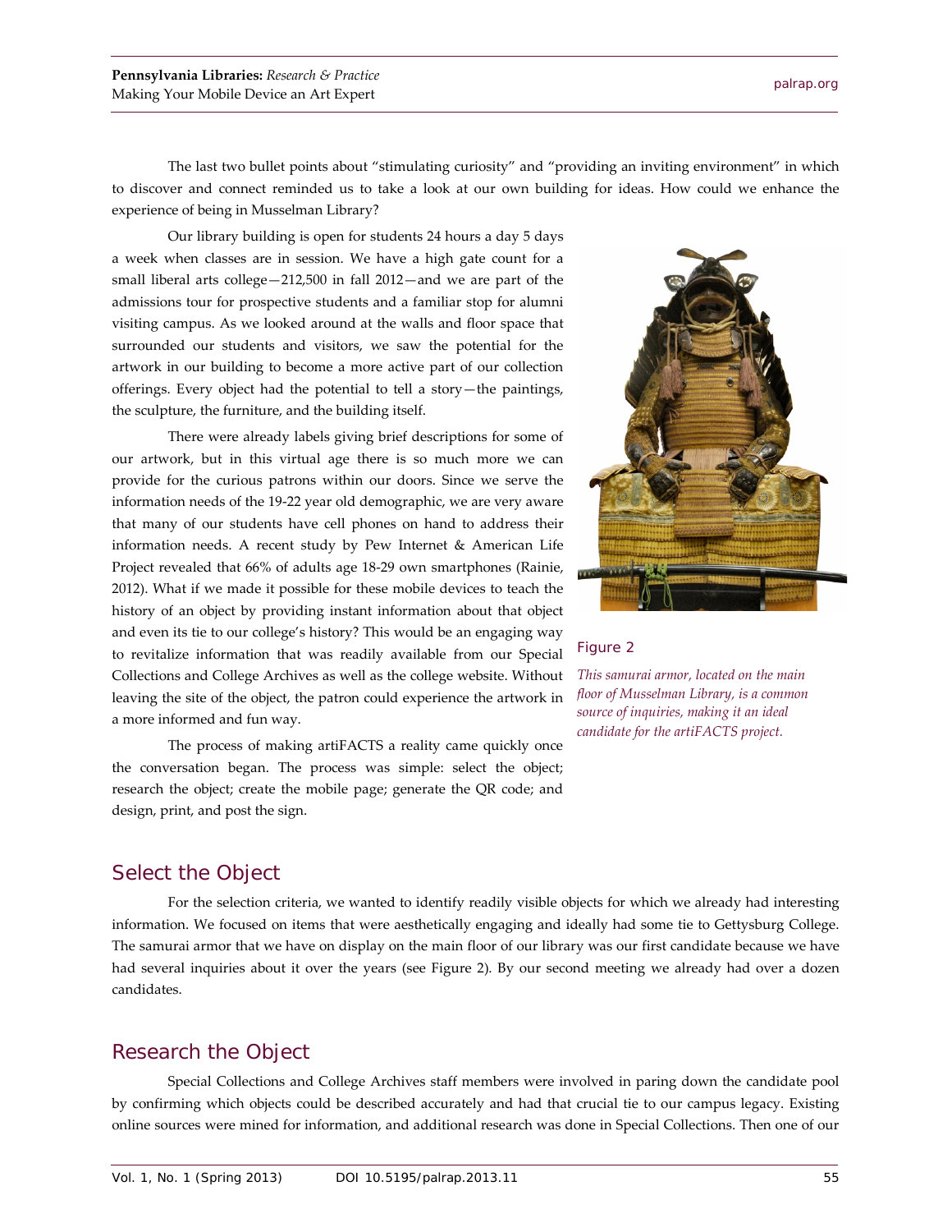The last two bullet points about "stimulating curiosity" and "providing an inviting environment" in which to discover and connect reminded us to take a look at our own building for ideas. How could we enhance the experience of being in Musselman Library?

Our library building is open for students 24 hours a day 5 days a week when classes are in session. We have a high gate count for a small liberal arts college—212,500 in fall 2012—and we are part of the admissions tour for prospective students and a familiar stop for alumni visiting campus. As we looked around at the walls and floor space that surrounded our students and visitors, we saw the potential for the artwork in our building to become a more active part of our collection offerings. Every object had the potential to tell a story—the paintings, the sculpture, the furniture, and the building itself.

There were already labels giving brief descriptions for some of our artwork, but in this virtual age there is so much more we can provide for the curious patrons within our doors. Since we serve the information needs of the 19-22 year old demographic, we are very aware that many of our students have cell phones on hand to address their information needs. A recent study by Pew Internet & American Life Project revealed that 66% of adults age 18-29 own smartphones (Rainie, 2012). What if we made it possible for these mobile devices to teach the history of an object by providing instant information about that object and even its tie to our college's history? This would be an engaging way to revitalize information that was readily available from our Special Collections and College Archives as well as the college website. Without leaving the site of the object, the patron could experience the artwork in a more informed and fun way.

Figure 2

*This samurai armor, located on the main floor of Musselman Library, is a common source of inquiries, making it an ideal candidate for the artiFACTS project.*

The process of making artiFACTS a reality came quickly once the conversation began. The process was simple: select the object; research the object; create the mobile page; generate the QR code; and design, print, and post the sign.

## Select the Object

For the selection criteria, we wanted to identify readily visible objects for which we already had interesting information. We focused on items that were aesthetically engaging and ideally had some tie to Gettysburg College. The samurai armor that we have on display on the main floor of our library was our first candidate because we have had several inquiries about it over the years (see Figure 2). By our second meeting we already had over a dozen candidates.

## Research the Object

Special Collections and College Archives staff members were involved in paring down the candidate pool by confirming which objects could be described accurately and had that crucial tie to our campus legacy. Existing online sources were mined for information, and additional research was done in Special Collections. Then one of our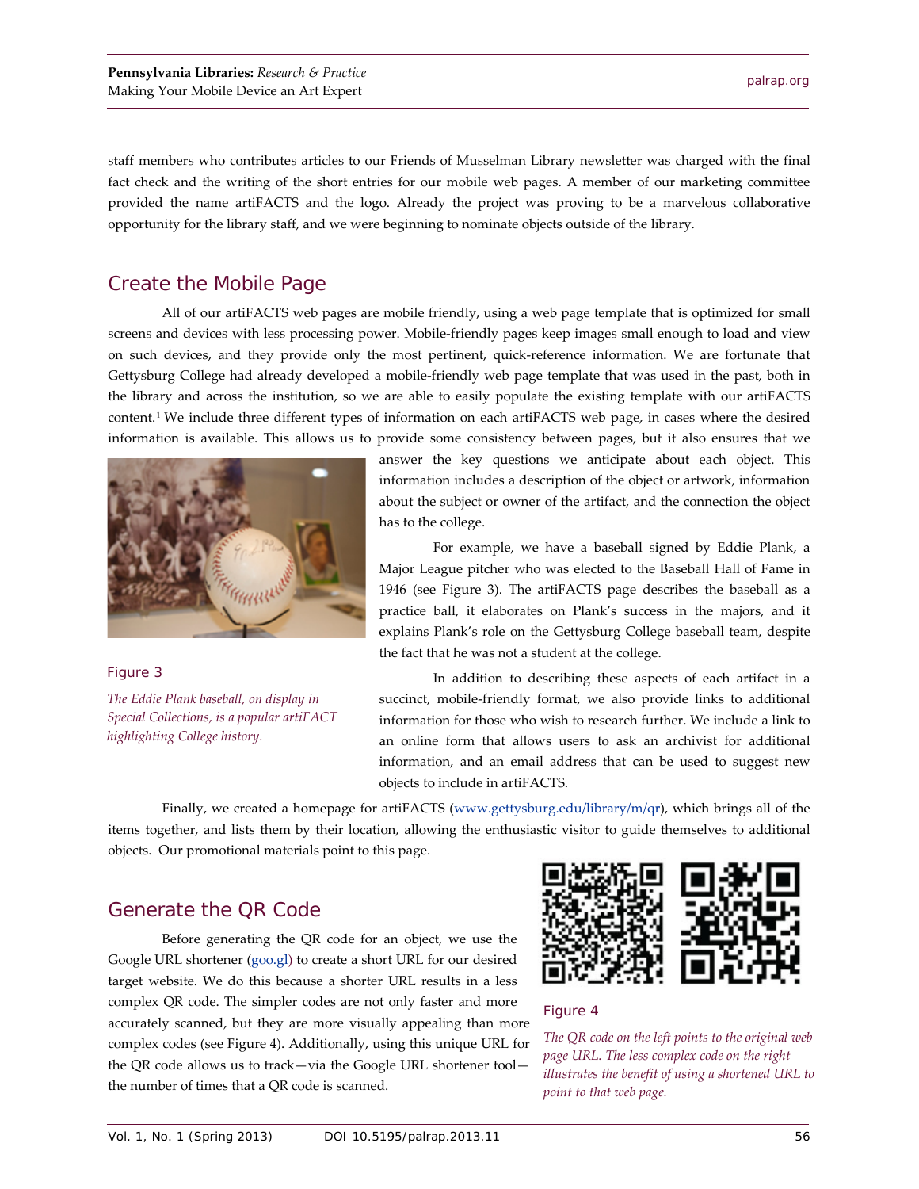staff members who contributes articles to our Friends of Musselman Library newsletter was charged with the final fact check and the writing of the short entries for our mobile web pages. A member of our marketing committee provided the name artiFACTS and the logo. Already the project was proving to be a marvelous collaborative opportunity for the library staff, and we were beginning to nominate objects outside of the library.

## Create the Mobile Page

All of our artiFACTS web pages are mobile friendly, using a web page template that is optimized for small screens and devices with less processing power. Mobile-friendly pages keep images small enough to load and view on such devices, and they provide only the most pertinent, quick-reference information. We are fortunate that Gettysburg College had already developed a mobile-friendly web page template that was used in the past, both in the library and across the institution, so we are able to easily populate the existing template with our artiFACTS content.[1] We include three different types of information on each artiFACTS web page, in cases where the desired information is available. This allows us to provide some consistency between pages, but it also ensures that we answer the key questions we anticipate about each object. This information includes a description of the object or artwork, information about the subject or owner of the artifact, and the connection the object has to the college.

Figure 3

*The Eddie Plank baseball, on display in Special Collections, is a popular artiFACT highlighting College history.*

For example, we have a baseball signed by Eddie Plank, a Major League pitcher who was elected to the Baseball Hall of Fame in 1946 (see Figure 3). The artiFACTS page describes the baseball as a practice ball, it elaborates on Plank's success in the majors, and it explains Plank's role on the Gettysburg College baseball team, despite the fact that he was not a student at the college.

In addition to describing these aspects of each artifact in a succinct, mobile-friendly format, we also provide links to additional information for those who wish to research further. We include a link to an online form that allows users to ask an archivist for additional information, and an email address that can be used to suggest new objects to include in artiFACTS.

Finally, we created a homepage for artiFACTS (www.gettysburg.edu/library/m/qr), which brings all of the items together, and lists them by their location, allowing the enthusiastic visitor to guide themselves to additional objects. Our promotional materials point to this page.

## Generate the QR Code

Before generating the QR code for an object, we use the Google URL shortener (goo.gl) to create a short URL for our desired target website. We do this because a shorter URL results in a less complex QR code. The simpler codes are not only faster and more accurately scanned, but they are more visually appealing than more complex codes (see Figure 4). Additionally, using this unique URL for the QR code allows us to track—via the Google URL shortener tool—the number of times that a QR code is scanned.

Figure 4

*The QR code on the left points to the original web page URL. The less complex code on the right illustrates the benefit of using a shortened URL to point to that web page.*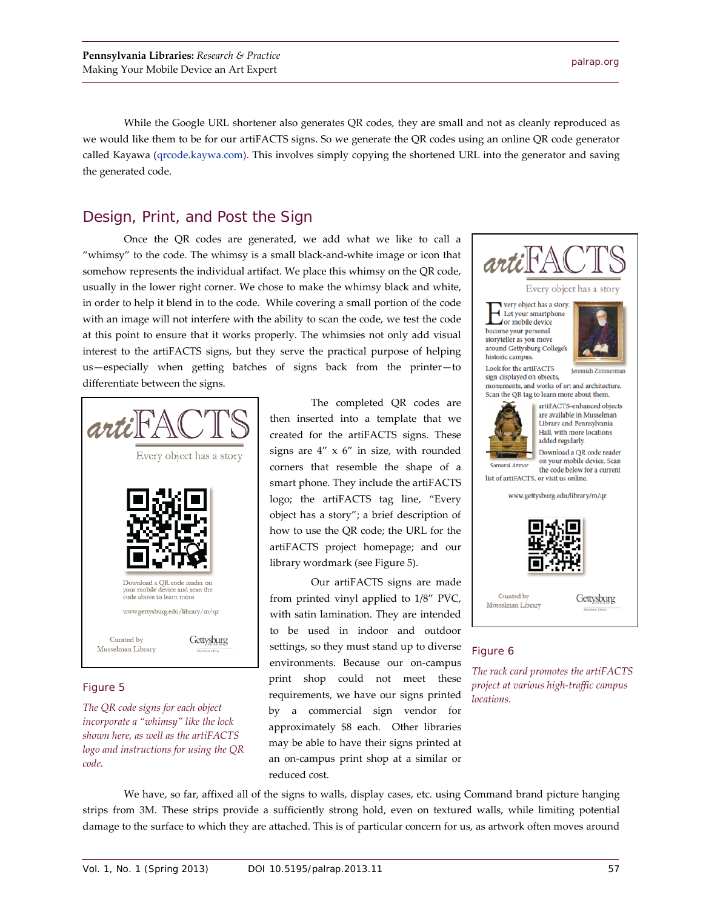While the Google URL shortener also generates QR codes, they are small and not as cleanly reproduced as we would like them to be for our artiFACTS signs. So we generate the QR codes using an online QR code generator called Kayawa (qrcode.kaywa.com). This involves simply copying the shortened URL into the generator and saving the generated code.

## Design, Print, and Post the Sign

Once the QR codes are generated, we add what we like to call a "whimsy" to the code. The whimsy is a small black-and-white image or icon that somehow represents the individual artifact. We place this whimsy on the QR code, usually in the lower right corner. We chose to make the whimsy black and white, in order to help it blend in to the code. While covering a small portion of the code with an image will not interfere with the ability to scan the code, we test the code at this point to ensure that it works properly. The whimsies not only add visual interest to the artiFACTS signs, but they serve the practical purpose of helping us—especially when getting batches of signs back from the printer—to differentiate between the signs.

Figure 5

*The QR code signs for each object incorporate a "whimsy" like the lock shown here, as well as the artiFACTS logo and instructions for using the QR code.*

The completed QR codes are then inserted into a template that we created for the artiFACTS signs. These signs are 4" x 6" in size, with rounded corners that resemble the shape of a smart phone. They include the artiFACTS logo; the artiFACTS tag line, "Every object has a story"; a brief description of how to use the QR code; the URL for the artiFACTS project homepage; and our library wordmark (see Figure 5).

Our artiFACTS signs are made from printed vinyl applied to 1/8" PVC, with satin lamination. They are intended to be used in indoor and outdoor settings, so they must stand up to diverse environments. Because our on-campus print shop could not meet these requirements, we have our signs printed by a commercial sign vendor for approximately $8 each. Other libraries may be able to have their signs printed at an on-campus print shop at a similar or reduced cost.

Figure 6

*The rack card promotes the artiFACTS project at various high-traffic campus locations.*

We have, so far, affixed all of the signs to walls, display cases, etc. using Command brand picture hanging strips from 3M. These strips provide a sufficiently strong hold, even on textured walls, while limiting potential damage to the surface to which they are attached. This is of particular concern for us, as artwork often moves around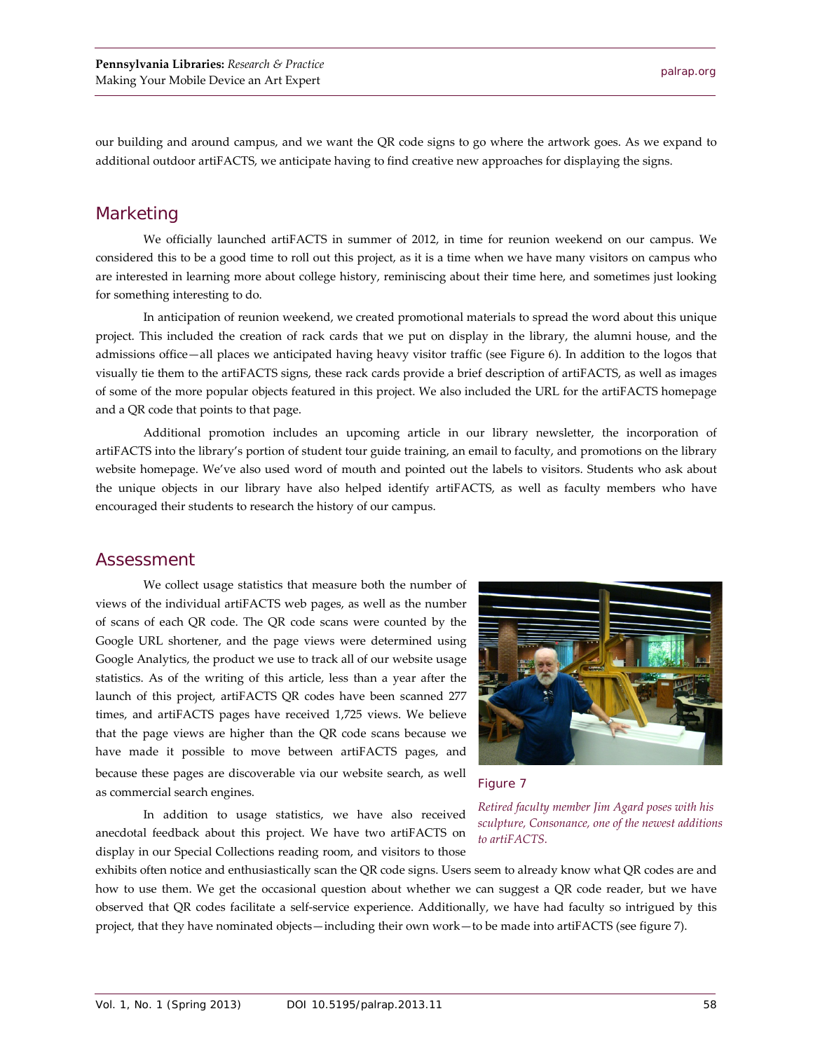our building and around campus, and we want the QR code signs to go where the artwork goes. As we expand to additional outdoor artiFACTS, we anticipate having to find creative new approaches for displaying the signs.

## Marketing

We officially launched artiFACTS in summer of 2012, in time for reunion weekend on our campus. We considered this to be a good time to roll out this project, as it is a time when we have many visitors on campus who are interested in learning more about college history, reminiscing about their time here, and sometimes just looking for something interesting to do.

In anticipation of reunion weekend, we created promotional materials to spread the word about this unique project. This included the creation of rack cards that we put on display in the library, the alumni house, and the admissions office—all places we anticipated having heavy visitor traffic (see Figure 6). In addition to the logos that visually tie them to the artiFACTS signs, these rack cards provide a brief description of artiFACTS, as well as images of some of the more popular objects featured in this project. We also included the URL for the artiFACTS homepage and a QR code that points to that page.

Additional promotion includes an upcoming article in our library newsletter, the incorporation of artiFACTS into the library's portion of student tour guide training, an email to faculty, and promotions on the library website homepage. We've also used word of mouth and pointed out the labels to visitors. Students who ask about the unique objects in our library have also helped identify artiFACTS, as well as faculty members who have encouraged their students to research the history of our campus.

## Assessment

We collect usage statistics that measure both the number of views of the individual artiFACTS web pages, as well as the number of scans of each QR code. The QR code scans were counted by the Google URL shortener, and the page views were determined using Google Analytics, the product we use to track all of our website usage statistics. As of the writing of this article, less than a year after the launch of this project, artiFACTS QR codes have been scanned 277 times, and artiFACTS pages have received 1,725 views. We believe that the page views are higher than the QR code scans because we have made it possible to move between artiFACTS pages, and because these pages are discoverable via our website search, as well as commercial search engines.

Figure 7

*Retired faculty member Jim Agard poses with his sculpture, Consonance, one of the newest additions to artiFACTS.*

In addition to usage statistics, we have also received anecdotal feedback about this project. We have two artiFACTS on display in our Special Collections reading room, and visitors to those exhibits often notice and enthusiastically scan the QR code signs. Users seem to already know what QR codes are and how to use them. We get the occasional question about whether we can suggest a QR code reader, but we have observed that QR codes facilitate a self-service experience. Additionally, we have had faculty so intrigued by this project, that they have nominated objects—including their own work—to be made into artiFACTS (see figure 7).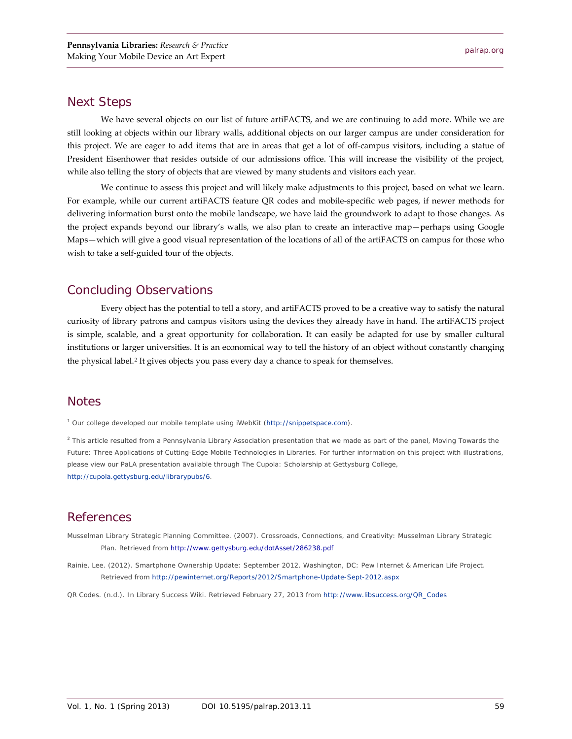## Next Steps

We have several objects on our list of future artiFACTS, and we are continuing to add more. While we are still looking at objects within our library walls, additional objects on our larger campus are under consideration for this project. We are eager to add items that are in areas that get a lot of off-campus visitors, including a statue of President Eisenhower that resides outside of our admissions office. This will increase the visibility of the project, while also telling the story of objects that are viewed by many students and visitors each year.

We continue to assess this project and will likely make adjustments to this project, based on what we learn. For example, while our current artiFACTS feature QR codes and mobile-specific web pages, if newer methods for delivering information burst onto the mobile landscape, we have laid the groundwork to adapt to those changes. As the project expands beyond our library's walls, we also plan to create an interactive map—perhaps using Google Maps—which will give a good visual representation of the locations of all of the artiFACTS on campus for those who wish to take a self-guided tour of the objects.

## Concluding Observations

Every object has the potential to tell a story, and artiFACTS proved to be a creative way to satisfy the natural curiosity of library patrons and campus visitors using the devices they already have in hand. The artiFACTS project is simple, scalable, and a great opportunity for collaboration. It can easily be adapted for use by smaller cultural institutions or larger universities. It is an economical way to tell the history of an object without constantly changing the physical label.[2] It gives objects you pass every day a chance to speak for themselves.

## Notes

[1] Our college developed our mobile template using iWebKit (http://snippetspace.com).

[2] This article resulted from a Pennsylvania Library Association presentation that we made as part of the panel, Moving Towards the Future: Three Applications of Cutting-Edge Mobile Technologies in Libraries. For further information on this project with illustrations, please view our PaLA presentation available through The Cupola: Scholarship at Gettysburg College, http://cupola.gettysburg.edu/librarypubs/6.

## References

Musselman Library Strategic Planning Committee. (2007). Crossroads, Connections, and Creativity: Musselman Library Strategic Plan. Retrieved from http://www.gettysburg.edu/dotAsset/286238.pdf

Rainie, Lee. (2012). Smartphone Ownership Update: September 2012. Washington, DC: Pew Internet & American Life Project. Retrieved from http://pewinternet.org/Reports/2012/Smartphone-Update-Sept-2012.aspx

QR Codes. (n.d.). In Library Success Wiki. Retrieved February 27, 2013 from http://www.libsuccess.org/QR_Codes